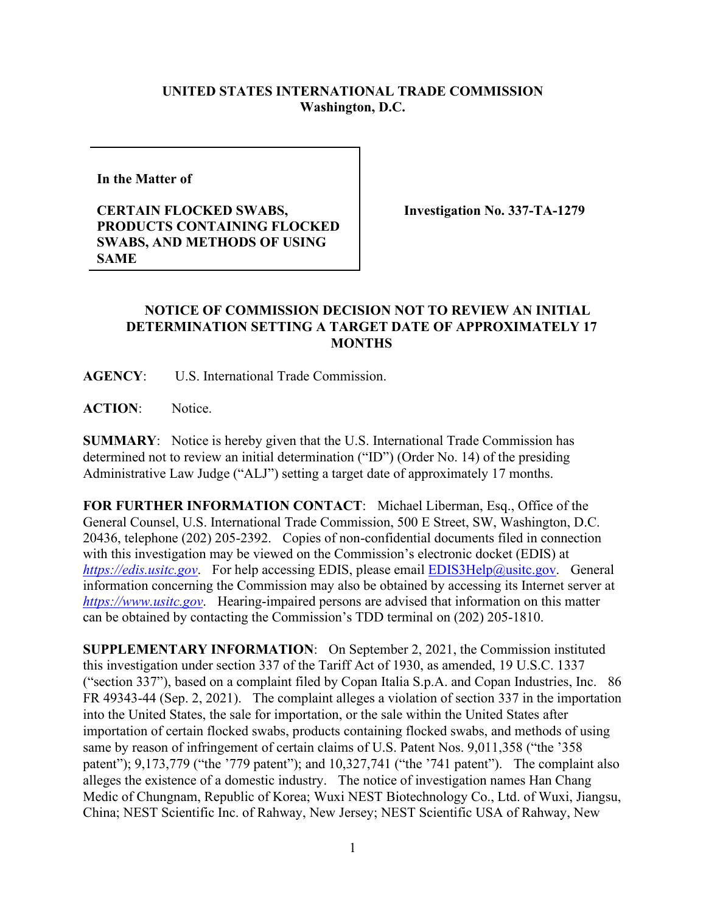**UNITED STATES INTERNATIONAL TRADE COMMISSION**
**Washington, D.C.**

| | |
|---|---|
| **In the Matter of**<br><br>**CERTAIN FLOCKED SWABS, PRODUCTS CONTAINING FLOCKED SWABS, AND METHODS OF USING SAME** | **Investigation No. 337-TA-1279** |

**NOTICE OF COMMISSION DECISION NOT TO REVIEW AN INITIAL DETERMINATION SETTING A TARGET DATE OF APPROXIMATELY 17 MONTHS**

**AGENCY**: U.S. International Trade Commission.

**ACTION**: Notice.

**SUMMARY**: Notice is hereby given that the U.S. International Trade Commission has determined not to review an initial determination ("ID") (Order No. 14) of the presiding Administrative Law Judge ("ALJ") setting a target date of approximately 17 months.

**FOR FURTHER INFORMATION CONTACT**: Michael Liberman, Esq., Office of the General Counsel, U.S. International Trade Commission, 500 E Street, SW, Washington, D.C. 20436, telephone (202) 205-2392. Copies of non-confidential documents filed in connection with this investigation may be viewed on the Commission's electronic docket (EDIS) at *https://edis.usitc.gov*. For help accessing EDIS, please email EDIS3Help@usitc.gov. General information concerning the Commission may also be obtained by accessing its Internet server at *https://www.usitc.gov*. Hearing-impaired persons are advised that information on this matter can be obtained by contacting the Commission's TDD terminal on (202) 205-1810.

**SUPPLEMENTARY INFORMATION**: On September 2, 2021, the Commission instituted this investigation under section 337 of the Tariff Act of 1930, as amended, 19 U.S.C. 1337 ("section 337"), based on a complaint filed by Copan Italia S.p.A. and Copan Industries, Inc. 86 FR 49343-44 (Sep. 2, 2021). The complaint alleges a violation of section 337 in the importation into the United States, the sale for importation, or the sale within the United States after importation of certain flocked swabs, products containing flocked swabs, and methods of using same by reason of infringement of certain claims of U.S. Patent Nos. 9,011,358 ("the '358 patent"); 9,173,779 ("the '779 patent"); and 10,327,741 ("the '741 patent"). The complaint also alleges the existence of a domestic industry. The notice of investigation names Han Chang Medic of Chungnam, Republic of Korea; Wuxi NEST Biotechnology Co., Ltd. of Wuxi, Jiangsu, China; NEST Scientific Inc. of Rahway, New Jersey; NEST Scientific USA of Rahway, New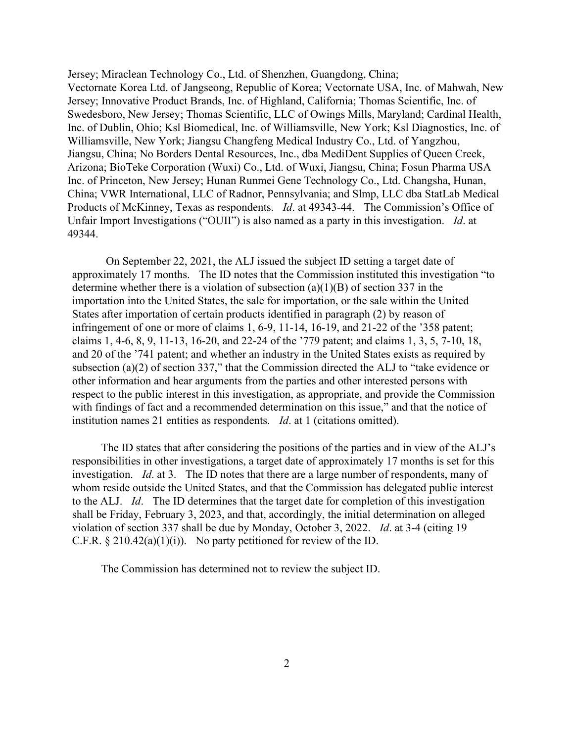Jersey; Miraclean Technology Co., Ltd. of Shenzhen, Guangdong, China; Vectornate Korea Ltd. of Jangseong, Republic of Korea; Vectornate USA, Inc. of Mahwah, New Jersey; Innovative Product Brands, Inc. of Highland, California; Thomas Scientific, Inc. of Swedesboro, New Jersey; Thomas Scientific, LLC of Owings Mills, Maryland; Cardinal Health, Inc. of Dublin, Ohio; Ksl Biomedical, Inc. of Williamsville, New York; Ksl Diagnostics, Inc. of Williamsville, New York; Jiangsu Changfeng Medical Industry Co., Ltd. of Yangzhou, Jiangsu, China; No Borders Dental Resources, Inc., dba MediDent Supplies of Queen Creek, Arizona; BioTeke Corporation (Wuxi) Co., Ltd. of Wuxi, Jiangsu, China; Fosun Pharma USA Inc. of Princeton, New Jersey; Hunan Runmei Gene Technology Co., Ltd. Changsha, Hunan, China; VWR International, LLC of Radnor, Pennsylvania; and Slmp, LLC dba StatLab Medical Products of McKinney, Texas as respondents. *Id*. at 49343-44. The Commission's Office of Unfair Import Investigations ("OUII") is also named as a party in this investigation. *Id*. at 49344.

On September 22, 2021, the ALJ issued the subject ID setting a target date of approximately 17 months. The ID notes that the Commission instituted this investigation "to determine whether there is a violation of subsection (a)(1)(B) of section 337 in the importation into the United States, the sale for importation, or the sale within the United States after importation of certain products identified in paragraph (2) by reason of infringement of one or more of claims 1, 6-9, 11-14, 16-19, and 21-22 of the '358 patent; claims 1, 4-6, 8, 9, 11-13, 16-20, and 22-24 of the '779 patent; and claims 1, 3, 5, 7-10, 18, and 20 of the '741 patent; and whether an industry in the United States exists as required by subsection (a)(2) of section 337," that the Commission directed the ALJ to "take evidence or other information and hear arguments from the parties and other interested persons with respect to the public interest in this investigation, as appropriate, and provide the Commission with findings of fact and a recommended determination on this issue," and that the notice of institution names 21 entities as respondents. *Id*. at 1 (citations omitted).

The ID states that after considering the positions of the parties and in view of the ALJ's responsibilities in other investigations, a target date of approximately 17 months is set for this investigation. *Id*. at 3. The ID notes that there are a large number of respondents, many of whom reside outside the United States, and that the Commission has delegated public interest to the ALJ. *Id*. The ID determines that the target date for completion of this investigation shall be Friday, February 3, 2023, and that, accordingly, the initial determination on alleged violation of section 337 shall be due by Monday, October 3, 2022. *Id*. at 3-4 (citing 19 C.F.R. § 210.42(a)(1)(i)). No party petitioned for review of the ID.

The Commission has determined not to review the subject ID.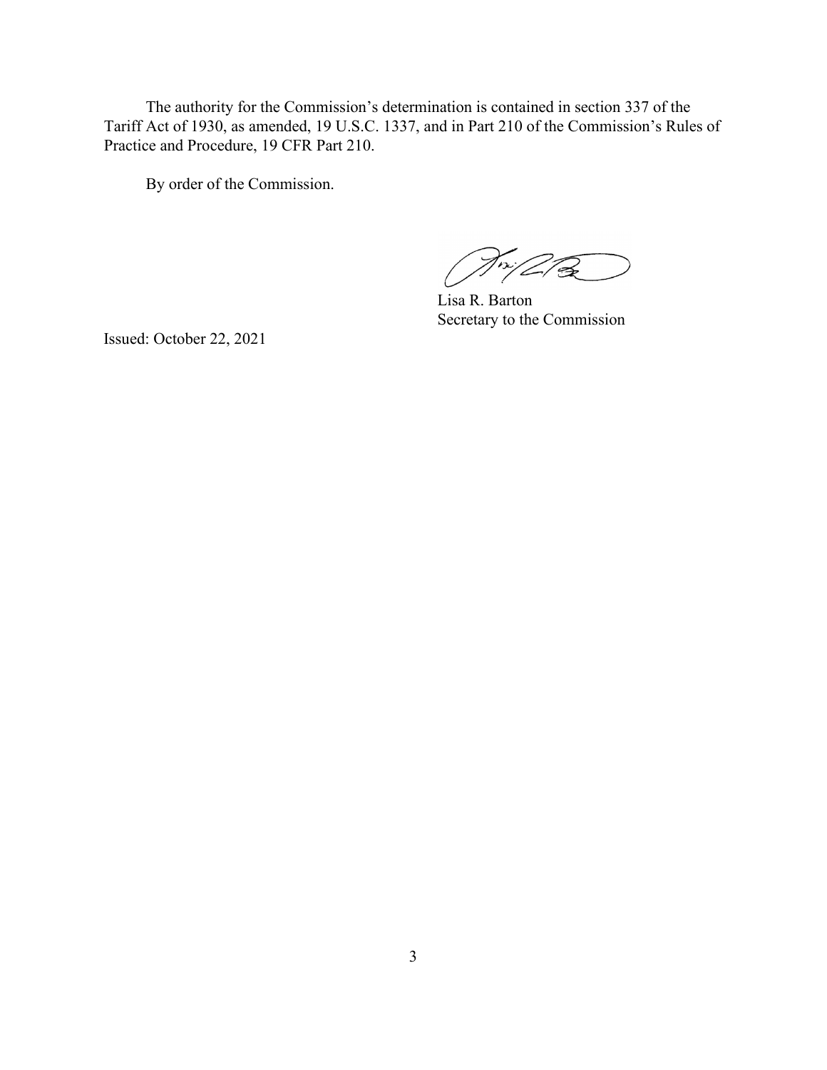The authority for the Commission's determination is contained in section 337 of the Tariff Act of 1930, as amended, 19 U.S.C. 1337, and in Part 210 of the Commission's Rules of Practice and Procedure, 19 CFR Part 210.

By order of the Commission.

Lisa R. Barton
Secretary to the Commission

Issued: October 22, 2021